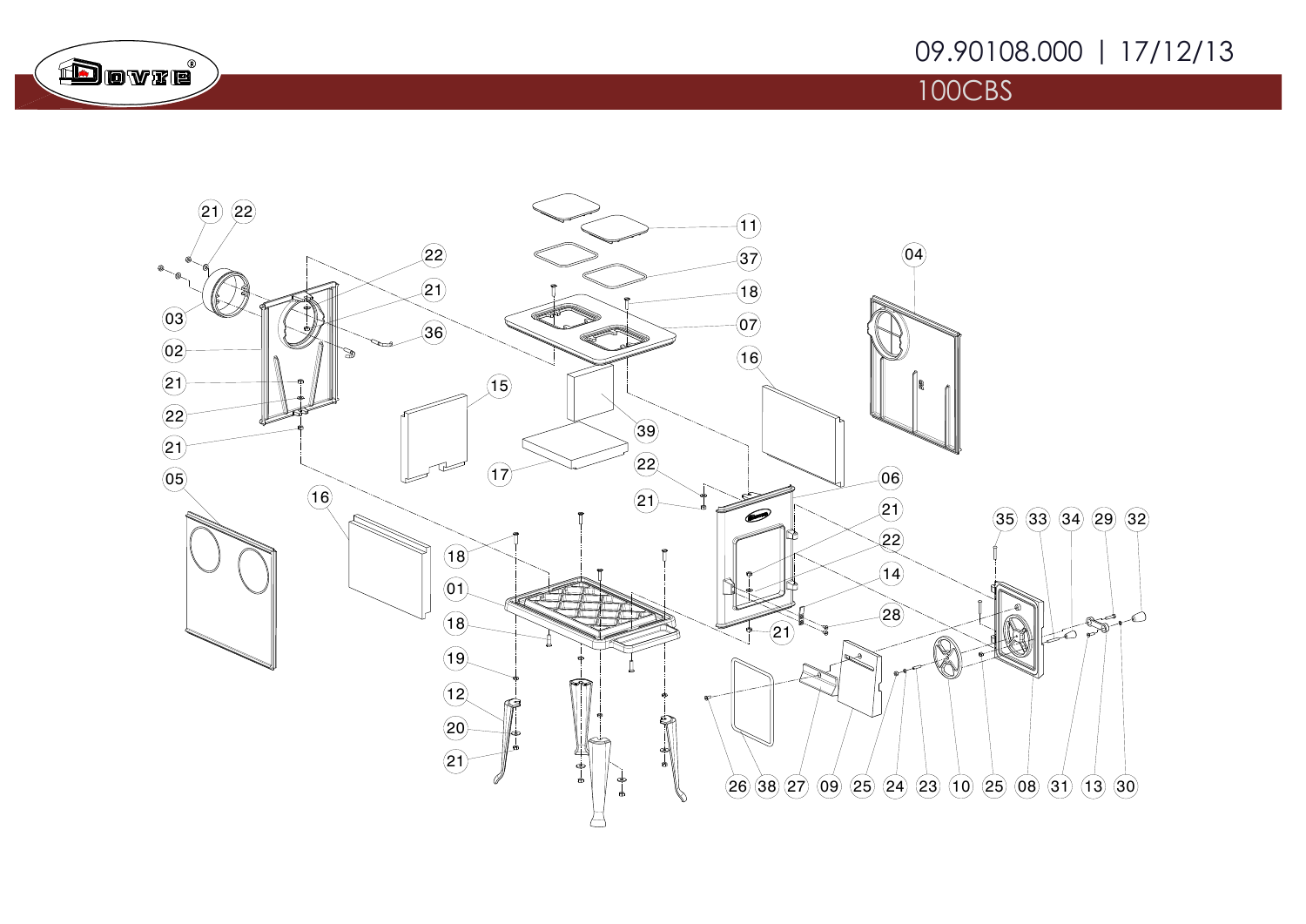09.90108.000 | 17/12/13

# 100CBS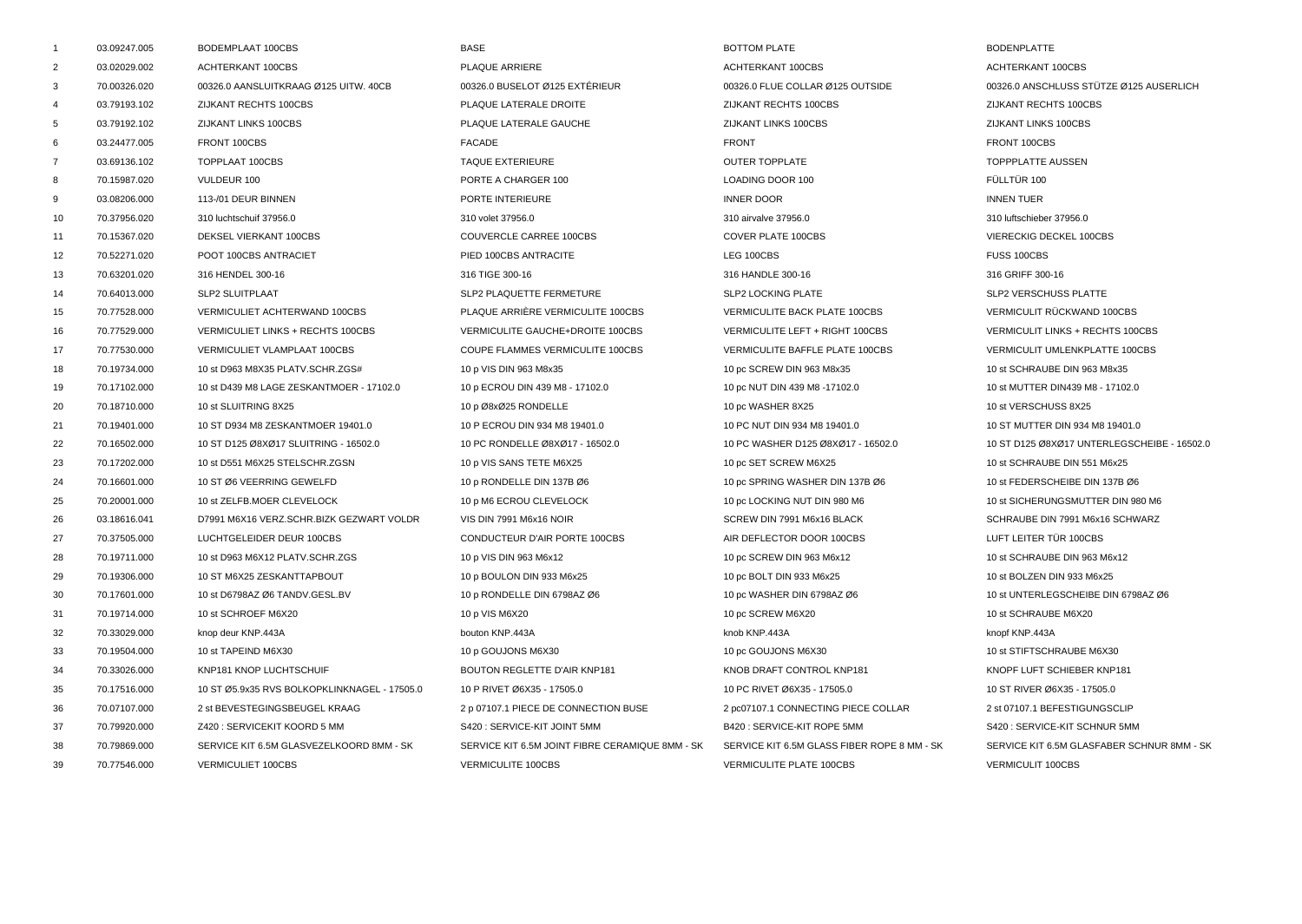| | | | | | |
|---|---|---|---|---|---|
| 1 | 03.09247.005 | BODEMPLAAT 100CBS | BASE | BOTTOM PLATE | BODENPLATTE |
| 2 | 03.02029.002 | ACHTERKANT 100CBS | PLAQUE ARRIERE | ACHTERKANT 100CBS | ACHTERKANT 100CBS |
| 3 | 70.00326.020 | 00326.0 AANSLUITKRAAG Ø125 UITW. 40CB | 00326.0 BUSELOT Ø125 EXTÉRIEUR | 00326.0 FLUE COLLAR Ø125 OUTSIDE | 00326.0 ANSCHLUSS STÜTZE Ø125 AUSERLICH |
| 4 | 03.79193.102 | ZIJKANT RECHTS 100CBS | PLAQUE LATERALE DROITE | ZIJKANT RECHTS 100CBS | ZIJKANT RECHTS 100CBS |
| 5 | 03.79192.102 | ZIJKANT LINKS 100CBS | PLAQUE LATERALE GAUCHE | ZIJKANT LINKS 100CBS | ZIJKANT LINKS 100CBS |
| 6 | 03.24477.005 | FRONT 100CBS | FACADE | FRONT | FRONT 100CBS |
| 7 | 03.69136.102 | TOPPLAAT 100CBS | TAQUE EXTERIEURE | OUTER TOPPLATE | TOPPPLATTE AUSSEN |
| 8 | 70.15987.020 | VULDEUR 100 | PORTE A CHARGER 100 | LOADING DOOR 100 | FÜLLTÜR 100 |
| 9 | 03.08206.000 | 113-/01 DEUR BINNEN | PORTE INTERIEURE | INNER DOOR | INNEN TUER |
| 10 | 70.37956.020 | 310 luchtschuif 37956.0 | 310 volet 37956.0 | 310 airvalve 37956.0 | 310 luftschieber 37956.0 |
| 11 | 70.15367.020 | DEKSEL VIERKANT 100CBS | COUVERCLE CARREE 100CBS | COVER PLATE 100CBS | VIERECKIG DECKEL 100CBS |
| 12 | 70.52271.020 | POOT 100CBS ANTRACIET | PIED 100CBS ANTRACITE | LEG 100CBS | FUSS 100CBS |
| 13 | 70.63201.020 | 316 HENDEL 300-16 | 316 TIGE 300-16 | 316 HANDLE 300-16 | 316 GRIFF 300-16 |
| 14 | 70.64013.000 | SLP2 SLUITPLAAT | SLP2 PLAQUETTE FERMETURE | SLP2 LOCKING PLATE | SLP2 VERSCHUSS PLATTE |
| 15 | 70.77528.000 | VERMICULIET ACHTERWAND 100CBS | PLAQUE ARRIÈRE VERMICULITE 100CBS | VERMICULITE BACK PLATE 100CBS | VERMICULIT RÜCKWAND 100CBS |
| 16 | 70.77529.000 | VERMICULIET LINKS + RECHTS 100CBS | VERMICULITE GAUCHE+DROITE 100CBS | VERMICULITE LEFT + RIGHT 100CBS | VERMICULIT LINKS + RECHTS 100CBS |
| 17 | 70.77530.000 | VERMICULIET VLAMPLAAT 100CBS | COUPE FLAMMES VERMICULITE 100CBS | VERMICULITE BAFFLE PLATE 100CBS | VERMICULIT UMLENKPLATTE 100CBS |
| 18 | 70.19734.000 | 10 st D963 M8X35 PLATV.SCHR.ZGS# | 10 p VIS DIN 963 M8x35 | 10 pc SCREW DIN 963 M8x35 | 10 st SCHRAUBE DIN 963 M8x35 |
| 19 | 70.17102.000 | 10 st D439 M8 LAGE ZESKANTMOER - 17102.0 | 10 p ECROU DIN 439 M8 - 17102.0 | 10 pc NUT DIN 439 M8 -17102.0 | 10 st MUTTER DIN439 M8 - 17102.0 |
| 20 | 70.18710.000 | 10 st SLUITRING 8X25 | 10 p Ø8xØ25 RONDELLE | 10 pc WASHER 8X25 | 10 st VERSCHUSS 8X25 |
| 21 | 70.19401.000 | 10 ST D934 M8 ZESKANTMOER 19401.0 | 10 P ECROU DIN 934 M8 19401.0 | 10 PC NUT DIN 934 M8 19401.0 | 10 ST MUTTER DIN 934 M8 19401.0 |
| 22 | 70.16502.000 | 10 ST D125 Ø8XØ17 SLUITRING - 16502.0 | 10 PC RONDELLE Ø8XØ17 - 16502.0 | 10 PC WASHER D125 Ø8XØ17 - 16502.0 | 10 ST D125 Ø8XØ17 UNTERLEGSCHEIBE - 16502.0 |
| 23 | 70.17202.000 | 10 st D551 M6X25 STELSCHR.ZGSN | 10 p VIS SANS TETE M6X25 | 10 pc SET SCREW M6X25 | 10 st SCHRAUBE DIN 551 M6x25 |
| 24 | 70.16601.000 | 10 ST Ø6 VEERRING GEWELFD | 10 p RONDELLE DIN 137B Ø6 | 10 pc SPRING WASHER DIN 137B Ø6 | 10 st FEDERSCHEIBE DIN 137B Ø6 |
| 25 | 70.20001.000 | 10 st ZELFB.MOER CLEVELOCK | 10 p M6 ECROU CLEVELOCK | 10 pc LOCKING NUT DIN 980 M6 | 10 st SICHERUNGSMUTTER DIN 980 M6 |
| 26 | 03.18616.041 | D7991 M6X16 VERZ.SCHR.BIZK GEZWART VOLDR | VIS DIN 7991 M6x16 NOIR | SCREW DIN 7991 M6x16 BLACK | SCHRAUBE DIN 7991 M6x16 SCHWARZ |
| 27 | 70.37505.000 | LUCHTGELEIDER DEUR 100CBS | CONDUCTEUR D'AIR PORTE 100CBS | AIR DEFLECTOR DOOR 100CBS | LUFT LEITER TÜR 100CBS |
| 28 | 70.19711.000 | 10 st D963 M6X12 PLATV.SCHR.ZGS | 10 p VIS DIN 963 M6x12 | 10 pc SCREW DIN 963 M6x12 | 10 st SCHRAUBE DIN 963 M6x12 |
| 29 | 70.19306.000 | 10 ST M6X25 ZESKANTTAPBOUT | 10 p BOULON DIN 933 M6x25 | 10 pc BOLT DIN 933 M6x25 | 10 st BOLZEN DIN 933 M6x25 |
| 30 | 70.17601.000 | 10 st D6798AZ Ø6 TANDV.GESL.BV | 10 p RONDELLE DIN 6798AZ Ø6 | 10 pc WASHER DIN 6798AZ Ø6 | 10 st UNTERLEGSCHEIBE DIN 6798AZ Ø6 |
| 31 | 70.19714.000 | 10 st SCHROEF M6X20 | 10 p VIS M6X20 | 10 pc SCREW M6X20 | 10 st SCHRAUBE M6X20 |
| 32 | 70.33029.000 | knop deur KNP.443A | bouton KNP.443A | knob KNP.443A | knopf KNP.443A |
| 33 | 70.19504.000 | 10 st TAPEIND M6X30 | 10 p GOUJONS M6X30 | 10 pc GOUJONS M6X30 | 10 st STIFTSCHRAUBE M6X30 |
| 34 | 70.33026.000 | KNP181 KNOP LUCHTSCHUIF | BOUTON REGLETTE D'AIR KNP181 | KNOB DRAFT CONTROL KNP181 | KNOPF LUFT SCHIEBER KNP181 |
| 35 | 70.17516.000 | 10 ST Ø5.9x35 RVS BOLKOPKLINKNAGEL - 17505.0 | 10 P RIVET Ø6X35 - 17505.0 | 10 PC RIVET Ø6X35 - 17505.0 | 10 ST RIVER Ø6X35 - 17505.0 |
| 36 | 70.07107.000 | 2 st BEVESTEGINGSBEUGEL KRAAG | 2 p 07107.1 PIECE DE CONNECTION BUSE | 2 pc07107.1 CONNECTING PIECE COLLAR | 2 st 07107.1 BEFESTIGUNGSCLIP |
| 37 | 70.79920.000 | Z420 : SERVICEKIT KOORD 5 MM | S420 : SERVICE-KIT JOINT 5MM | B420 : SERVICE-KIT ROPE 5MM | S420 : SERVICE-KIT SCHNUR 5MM |
| 38 | 70.79869.000 | SERVICE KIT 6.5M GLASVEZELKOORD 8MM - SK | SERVICE KIT 6.5M JOINT FIBRE CERAMIQUE 8MM - SK | SERVICE KIT 6.5M GLASS FIBER ROPE 8 MM - SK | SERVICE KIT 6.5M GLASFABER SCHNUR 8MM - SK |
| 39 | 70.77546.000 | VERMICULIET 100CBS | VERMICULITE 100CBS | VERMICULITE PLATE 100CBS | VERMICULIT 100CBS |